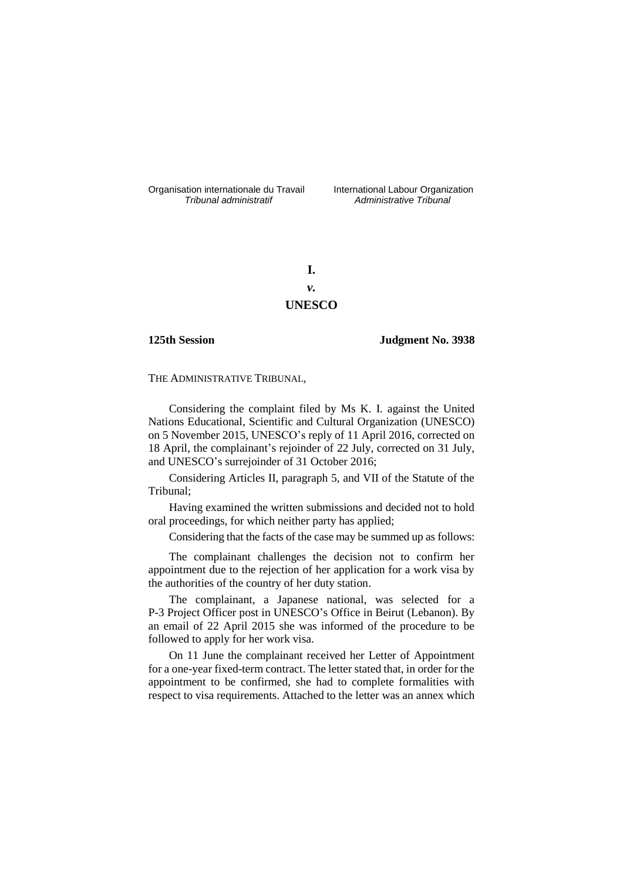Organisation internationale du Travail
*Tribunal administratif*

International Labour Organization
*Administrative Tribunal*

**I.**

***v.***

**UNESCO**

**125th Session** **Judgment No. 3938**

THE ADMINISTRATIVE TRIBUNAL,

Considering the complaint filed by Ms K. I. against the United Nations Educational, Scientific and Cultural Organization (UNESCO) on 5 November 2015, UNESCO's reply of 11 April 2016, corrected on 18 April, the complainant's rejoinder of 22 July, corrected on 31 July, and UNESCO's surrejoinder of 31 October 2016;

Considering Articles II, paragraph 5, and VII of the Statute of the Tribunal;

Having examined the written submissions and decided not to hold oral proceedings, for which neither party has applied;

Considering that the facts of the case may be summed up as follows:

The complainant challenges the decision not to confirm her appointment due to the rejection of her application for a work visa by the authorities of the country of her duty station.

The complainant, a Japanese national, was selected for a P-3 Project Officer post in UNESCO's Office in Beirut (Lebanon). By an email of 22 April 2015 she was informed of the procedure to be followed to apply for her work visa.

On 11 June the complainant received her Letter of Appointment for a one-year fixed-term contract. The letter stated that, in order for the appointment to be confirmed, she had to complete formalities with respect to visa requirements. Attached to the letter was an annex which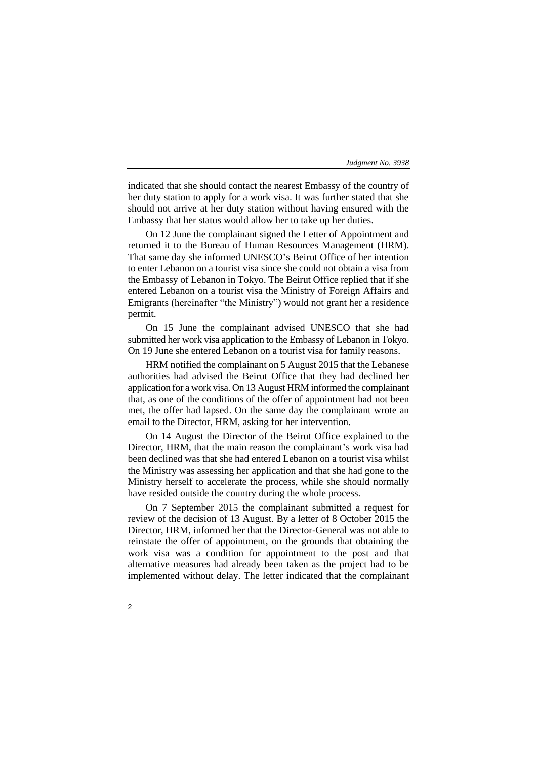indicated that she should contact the nearest Embassy of the country of her duty station to apply for a work visa. It was further stated that she should not arrive at her duty station without having ensured with the Embassy that her status would allow her to take up her duties.

On 12 June the complainant signed the Letter of Appointment and returned it to the Bureau of Human Resources Management (HRM). That same day she informed UNESCO's Beirut Office of her intention to enter Lebanon on a tourist visa since she could not obtain a visa from the Embassy of Lebanon in Tokyo. The Beirut Office replied that if she entered Lebanon on a tourist visa the Ministry of Foreign Affairs and Emigrants (hereinafter "the Ministry") would not grant her a residence permit.

On 15 June the complainant advised UNESCO that she had submitted her work visa application to the Embassy of Lebanon in Tokyo. On 19 June she entered Lebanon on a tourist visa for family reasons.

HRM notified the complainant on 5 August 2015 that the Lebanese authorities had advised the Beirut Office that they had declined her application for a work visa. On 13 August HRM informed the complainant that, as one of the conditions of the offer of appointment had not been met, the offer had lapsed. On the same day the complainant wrote an email to the Director, HRM, asking for her intervention.

On 14 August the Director of the Beirut Office explained to the Director, HRM, that the main reason the complainant's work visa had been declined was that she had entered Lebanon on a tourist visa whilst the Ministry was assessing her application and that she had gone to the Ministry herself to accelerate the process, while she should normally have resided outside the country during the whole process.

On 7 September 2015 the complainant submitted a request for review of the decision of 13 August. By a letter of 8 October 2015 the Director, HRM, informed her that the Director-General was not able to reinstate the offer of appointment, on the grounds that obtaining the work visa was a condition for appointment to the post and that alternative measures had already been taken as the project had to be implemented without delay. The letter indicated that the complainant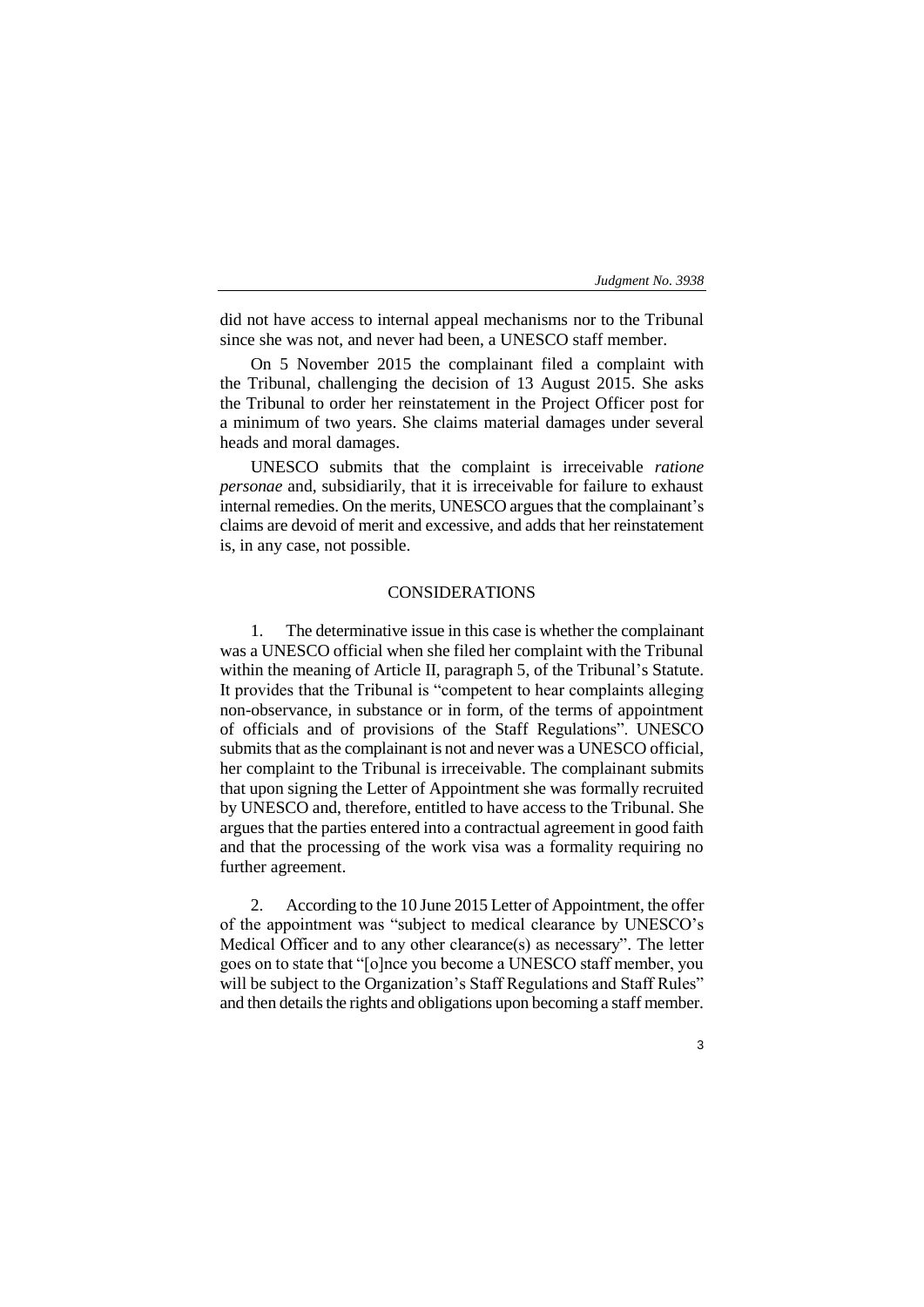did not have access to internal appeal mechanisms nor to the Tribunal since she was not, and never had been, a UNESCO staff member.

On 5 November 2015 the complainant filed a complaint with the Tribunal, challenging the decision of 13 August 2015. She asks the Tribunal to order her reinstatement in the Project Officer post for a minimum of two years. She claims material damages under several heads and moral damages.

UNESCO submits that the complaint is irreceivable *ratione personae* and, subsidiarily, that it is irreceivable for failure to exhaust internal remedies. On the merits, UNESCO argues that the complainant's claims are devoid of merit and excessive, and adds that her reinstatement is, in any case, not possible.

## CONSIDERATIONS

1. The determinative issue in this case is whether the complainant was a UNESCO official when she filed her complaint with the Tribunal within the meaning of Article II, paragraph 5, of the Tribunal's Statute. It provides that the Tribunal is "competent to hear complaints alleging non-observance, in substance or in form, of the terms of appointment of officials and of provisions of the Staff Regulations". UNESCO submits that as the complainant is not and never was a UNESCO official, her complaint to the Tribunal is irreceivable. The complainant submits that upon signing the Letter of Appointment she was formally recruited by UNESCO and, therefore, entitled to have access to the Tribunal. She argues that the parties entered into a contractual agreement in good faith and that the processing of the work visa was a formality requiring no further agreement.

2. According to the 10 June 2015 Letter of Appointment, the offer of the appointment was "subject to medical clearance by UNESCO's Medical Officer and to any other clearance(s) as necessary". The letter goes on to state that "[o]nce you become a UNESCO staff member, you will be subject to the Organization's Staff Regulations and Staff Rules" and then details the rights and obligations upon becoming a staff member.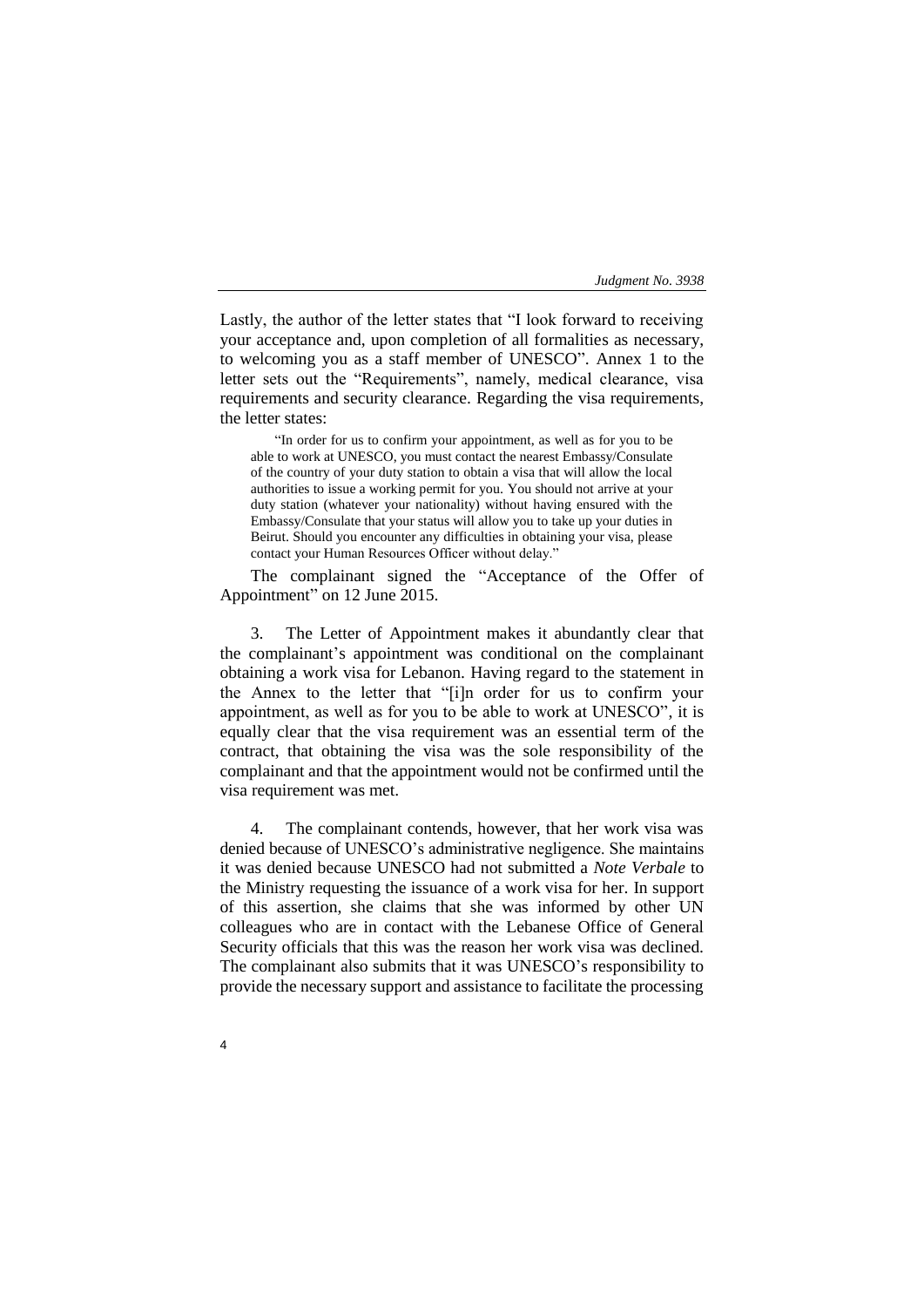Lastly, the author of the letter states that "I look forward to receiving your acceptance and, upon completion of all formalities as necessary, to welcoming you as a staff member of UNESCO". Annex 1 to the letter sets out the "Requirements", namely, medical clearance, visa requirements and security clearance. Regarding the visa requirements, the letter states:

> "In order for us to confirm your appointment, as well as for you to be able to work at UNESCO, you must contact the nearest Embassy/Consulate of the country of your duty station to obtain a visa that will allow the local authorities to issue a working permit for you. You should not arrive at your duty station (whatever your nationality) without having ensured with the Embassy/Consulate that your status will allow you to take up your duties in Beirut. Should you encounter any difficulties in obtaining your visa, please contact your Human Resources Officer without delay."

The complainant signed the "Acceptance of the Offer of Appointment" on 12 June 2015.

3. The Letter of Appointment makes it abundantly clear that the complainant's appointment was conditional on the complainant obtaining a work visa for Lebanon. Having regard to the statement in the Annex to the letter that "[i]n order for us to confirm your appointment, as well as for you to be able to work at UNESCO", it is equally clear that the visa requirement was an essential term of the contract, that obtaining the visa was the sole responsibility of the complainant and that the appointment would not be confirmed until the visa requirement was met.

4. The complainant contends, however, that her work visa was denied because of UNESCO's administrative negligence. She maintains it was denied because UNESCO had not submitted a *Note Verbale* to the Ministry requesting the issuance of a work visa for her. In support of this assertion, she claims that she was informed by other UN colleagues who are in contact with the Lebanese Office of General Security officials that this was the reason her work visa was declined. The complainant also submits that it was UNESCO's responsibility to provide the necessary support and assistance to facilitate the processing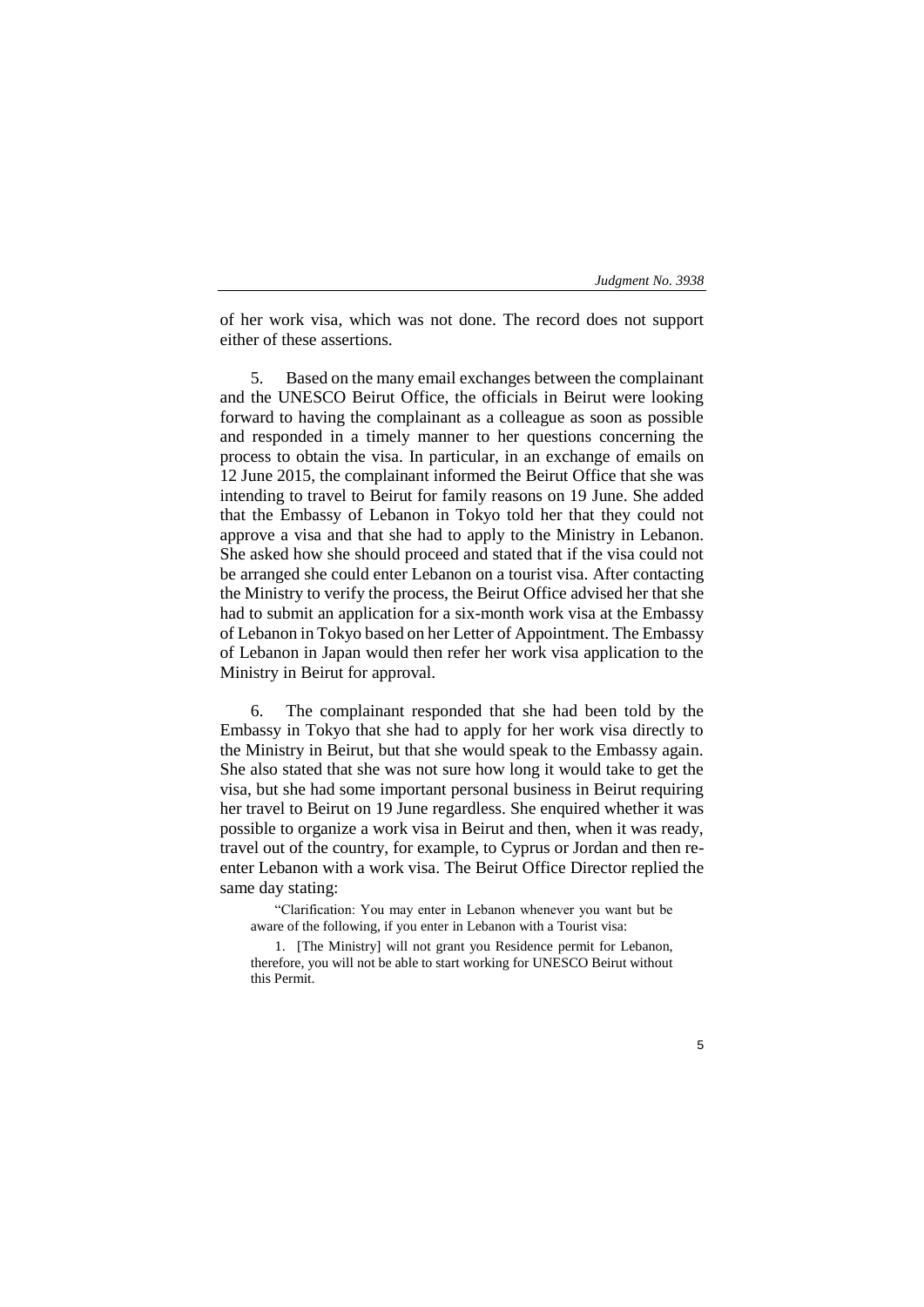of her work visa, which was not done. The record does not support either of these assertions.

5. Based on the many email exchanges between the complainant and the UNESCO Beirut Office, the officials in Beirut were looking forward to having the complainant as a colleague as soon as possible and responded in a timely manner to her questions concerning the process to obtain the visa. In particular, in an exchange of emails on 12 June 2015, the complainant informed the Beirut Office that she was intending to travel to Beirut for family reasons on 19 June. She added that the Embassy of Lebanon in Tokyo told her that they could not approve a visa and that she had to apply to the Ministry in Lebanon. She asked how she should proceed and stated that if the visa could not be arranged she could enter Lebanon on a tourist visa. After contacting the Ministry to verify the process, the Beirut Office advised her that she had to submit an application for a six-month work visa at the Embassy of Lebanon in Tokyo based on her Letter of Appointment. The Embassy of Lebanon in Japan would then refer her work visa application to the Ministry in Beirut for approval.

6. The complainant responded that she had been told by the Embassy in Tokyo that she had to apply for her work visa directly to the Ministry in Beirut, but that she would speak to the Embassy again. She also stated that she was not sure how long it would take to get the visa, but she had some important personal business in Beirut requiring her travel to Beirut on 19 June regardless. She enquired whether it was possible to organize a work visa in Beirut and then, when it was ready, travel out of the country, for example, to Cyprus or Jordan and then re-enter Lebanon with a work visa. The Beirut Office Director replied the same day stating:

> "Clarification: You may enter in Lebanon whenever you want but be aware of the following, if you enter in Lebanon with a Tourist visa:
>
> 1. [The Ministry] will not grant you Residence permit for Lebanon, therefore, you will not be able to start working for UNESCO Beirut without this Permit.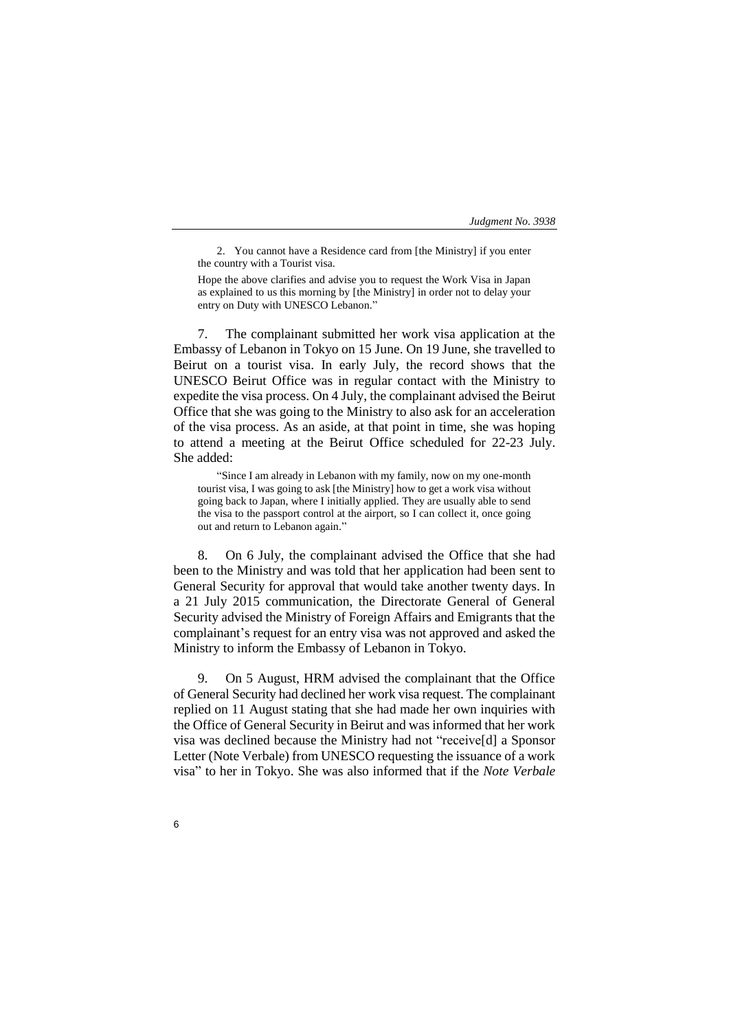> 2. You cannot have a Residence card from [the Ministry] if you enter the country with a Tourist visa.
>
> Hope the above clarifies and advise you to request the Work Visa in Japan as explained to us this morning by [the Ministry] in order not to delay your entry on Duty with UNESCO Lebanon."

7. The complainant submitted her work visa application at the Embassy of Lebanon in Tokyo on 15 June. On 19 June, she travelled to Beirut on a tourist visa. In early July, the record shows that the UNESCO Beirut Office was in regular contact with the Ministry to expedite the visa process. On 4 July, the complainant advised the Beirut Office that she was going to the Ministry to also ask for an acceleration of the visa process. As an aside, at that point in time, she was hoping to attend a meeting at the Beirut Office scheduled for 22-23 July. She added:

> "Since I am already in Lebanon with my family, now on my one-month tourist visa, I was going to ask [the Ministry] how to get a work visa without going back to Japan, where I initially applied. They are usually able to send the visa to the passport control at the airport, so I can collect it, once going out and return to Lebanon again."

8. On 6 July, the complainant advised the Office that she had been to the Ministry and was told that her application had been sent to General Security for approval that would take another twenty days. In a 21 July 2015 communication, the Directorate General of General Security advised the Ministry of Foreign Affairs and Emigrants that the complainant's request for an entry visa was not approved and asked the Ministry to inform the Embassy of Lebanon in Tokyo.

9. On 5 August, HRM advised the complainant that the Office of General Security had declined her work visa request. The complainant replied on 11 August stating that she had made her own inquiries with the Office of General Security in Beirut and was informed that her work visa was declined because the Ministry had not "receive[d] a Sponsor Letter (Note Verbale) from UNESCO requesting the issuance of a work visa" to her in Tokyo. She was also informed that if the *Note Verbale*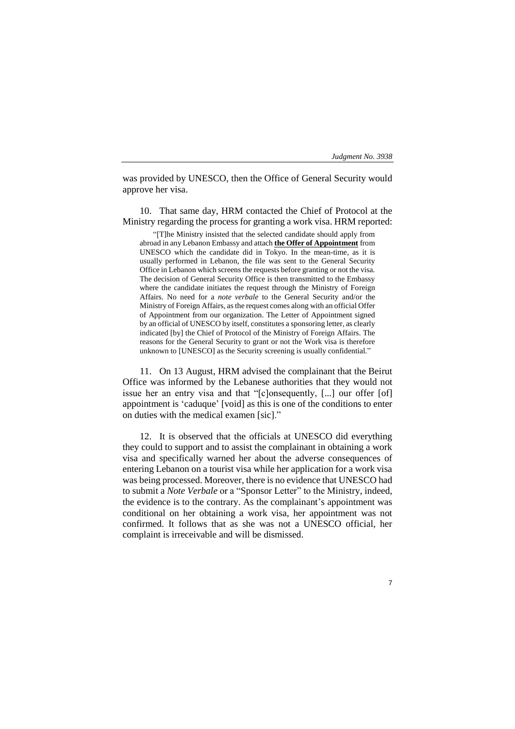was provided by UNESCO, then the Office of General Security would approve her visa.

10. That same day, HRM contacted the Chief of Protocol at the Ministry regarding the process for granting a work visa. HRM reported:

> "[T]he Ministry insisted that the selected candidate should apply from abroad in any Lebanon Embassy and attach **the Offer of Appointment** from UNESCO which the candidate did in Tokyo. In the mean-time, as it is usually performed in Lebanon, the file was sent to the General Security Office in Lebanon which screens the requests before granting or not the visa. The decision of General Security Office is then transmitted to the Embassy where the candidate initiates the request through the Ministry of Foreign Affairs. No need for a *note verbale* to the General Security and/or the Ministry of Foreign Affairs, as the request comes along with an official Offer of Appointment from our organization. The Letter of Appointment signed by an official of UNESCO by itself, constitutes a sponsoring letter, as clearly indicated [by] the Chief of Protocol of the Ministry of Foreign Affairs. The reasons for the General Security to grant or not the Work visa is therefore unknown to [UNESCO] as the Security screening is usually confidential."

11. On 13 August, HRM advised the complainant that the Beirut Office was informed by the Lebanese authorities that they would not issue her an entry visa and that "[c]onsequently, [...] our offer [of] appointment is 'caduque' [void] as this is one of the conditions to enter on duties with the medical examen [sic]."

12. It is observed that the officials at UNESCO did everything they could to support and to assist the complainant in obtaining a work visa and specifically warned her about the adverse consequences of entering Lebanon on a tourist visa while her application for a work visa was being processed. Moreover, there is no evidence that UNESCO had to submit a *Note Verbale* or a "Sponsor Letter" to the Ministry, indeed, the evidence is to the contrary. As the complainant's appointment was conditional on her obtaining a work visa, her appointment was not confirmed. It follows that as she was not a UNESCO official, her complaint is irreceivable and will be dismissed.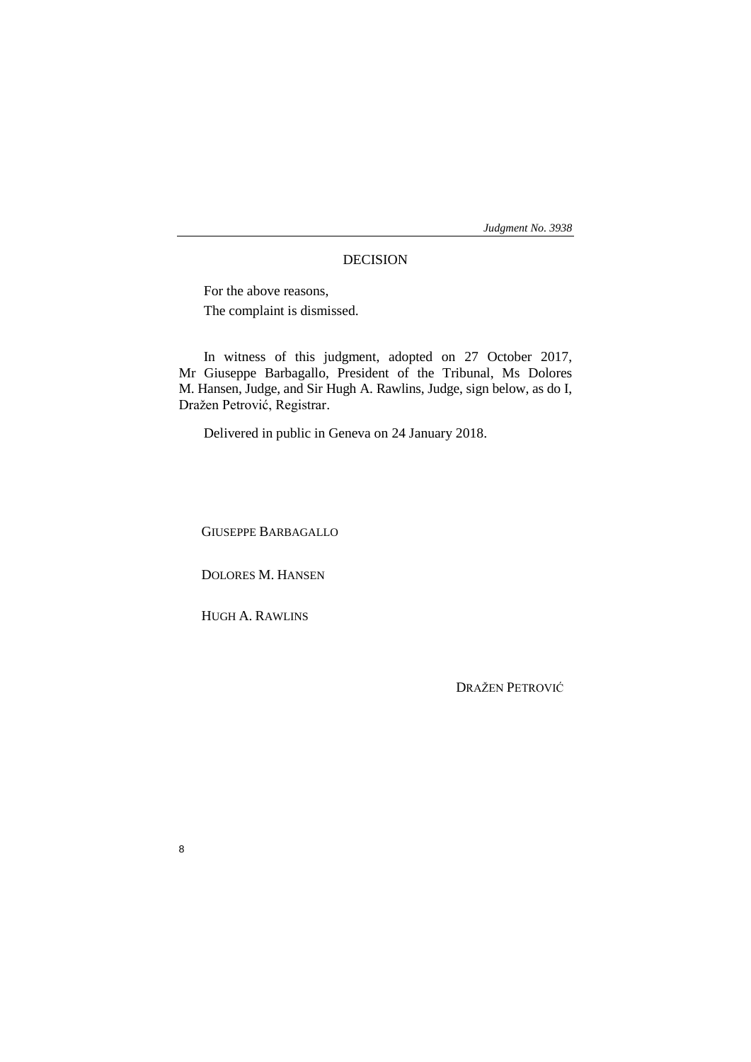## DECISION

For the above reasons,

The complaint is dismissed.

In witness of this judgment, adopted on 27 October 2017, Mr Giuseppe Barbagallo, President of the Tribunal, Ms Dolores M. Hansen, Judge, and Sir Hugh A. Rawlins, Judge, sign below, as do I, Dražen Petrović, Registrar.

Delivered in public in Geneva on 24 January 2018.

GIUSEPPE BARBAGALLO

DOLORES M. HANSEN

HUGH A. RAWLINS

DRAŽEN PETROVIĆ